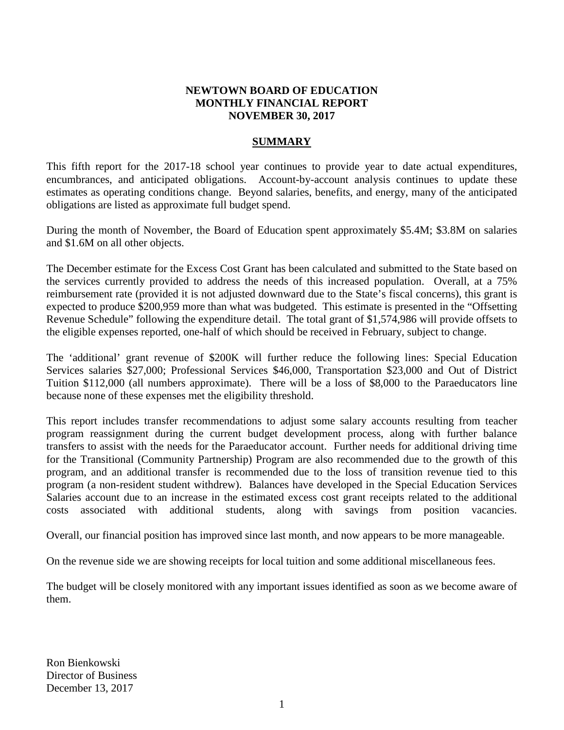# NEWTOWN BOARD OF EDUCATION
# MONTHLY FINANCIAL REPORT
# NOVEMBER 30, 2017

## SUMMARY

This fifth report for the 2017-18 school year continues to provide year to date actual expenditures, encumbrances, and anticipated obligations. Account-by-account analysis continues to update these estimates as operating conditions change. Beyond salaries, benefits, and energy, many of the anticipated obligations are listed as approximate full budget spend.

During the month of November, the Board of Education spent approximately $5.4M; $3.8M on salaries and $1.6M on all other objects.

The December estimate for the Excess Cost Grant has been calculated and submitted to the State based on the services currently provided to address the needs of this increased population. Overall, at a 75% reimbursement rate (provided it is not adjusted downward due to the State's fiscal concerns), this grant is expected to produce $200,959 more than what was budgeted. This estimate is presented in the "Offsetting Revenue Schedule" following the expenditure detail. The total grant of $1,574,986 will provide offsets to the eligible expenses reported, one-half of which should be received in February, subject to change.

The 'additional' grant revenue of $200K will further reduce the following lines: Special Education Services salaries $27,000; Professional Services $46,000, Transportation $23,000 and Out of District Tuition $112,000 (all numbers approximate). There will be a loss of $8,000 to the Paraeducators line because none of these expenses met the eligibility threshold.

This report includes transfer recommendations to adjust some salary accounts resulting from teacher program reassignment during the current budget development process, along with further balance transfers to assist with the needs for the Paraeducator account. Further needs for additional driving time for the Transitional (Community Partnership) Program are also recommended due to the growth of this program, and an additional transfer is recommended due to the loss of transition revenue tied to this program (a non-resident student withdrew). Balances have developed in the Special Education Services Salaries account due to an increase in the estimated excess cost grant receipts related to the additional costs associated with additional students, along with savings from position vacancies.

Overall, our financial position has improved since last month, and now appears to be more manageable.

On the revenue side we are showing receipts for local tuition and some additional miscellaneous fees.

The budget will be closely monitored with any important issues identified as soon as we become aware of them.

Ron Bienkowski
Director of Business
December 13, 2017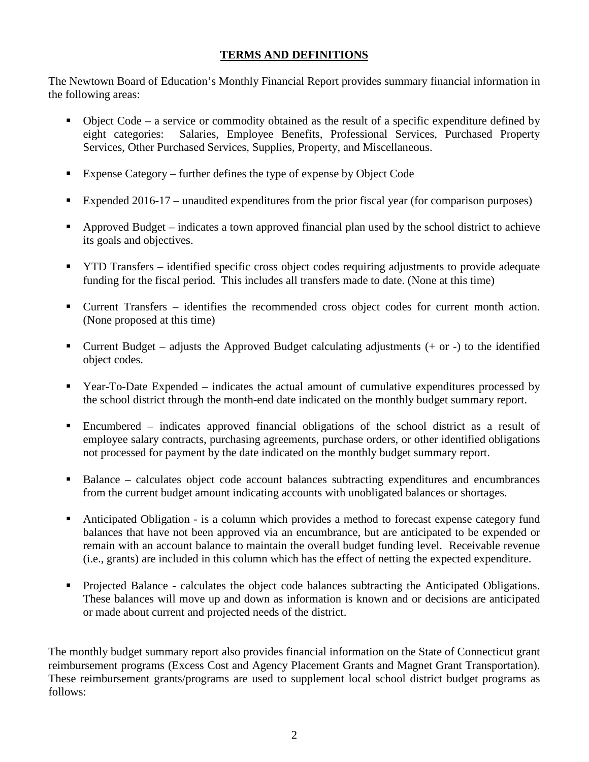## TERMS AND DEFINITIONS

The Newtown Board of Education's Monthly Financial Report provides summary financial information in the following areas:

- Object Code – a service or commodity obtained as the result of a specific expenditure defined by eight categories: Salaries, Employee Benefits, Professional Services, Purchased Property Services, Other Purchased Services, Supplies, Property, and Miscellaneous.
- Expense Category – further defines the type of expense by Object Code
- Expended 2016-17 – unaudited expenditures from the prior fiscal year (for comparison purposes)
- Approved Budget – indicates a town approved financial plan used by the school district to achieve its goals and objectives.
- YTD Transfers – identified specific cross object codes requiring adjustments to provide adequate funding for the fiscal period. This includes all transfers made to date. (None at this time)
- Current Transfers – identifies the recommended cross object codes for current month action. (None proposed at this time)
- Current Budget – adjusts the Approved Budget calculating adjustments (+ or -) to the identified object codes.
- Year-To-Date Expended – indicates the actual amount of cumulative expenditures processed by the school district through the month-end date indicated on the monthly budget summary report.
- Encumbered – indicates approved financial obligations of the school district as a result of employee salary contracts, purchasing agreements, purchase orders, or other identified obligations not processed for payment by the date indicated on the monthly budget summary report.
- Balance – calculates object code account balances subtracting expenditures and encumbrances from the current budget amount indicating accounts with unobligated balances or shortages.
- Anticipated Obligation - is a column which provides a method to forecast expense category fund balances that have not been approved via an encumbrance, but are anticipated to be expended or remain with an account balance to maintain the overall budget funding level. Receivable revenue (i.e., grants) are included in this column which has the effect of netting the expected expenditure.
- Projected Balance - calculates the object code balances subtracting the Anticipated Obligations. These balances will move up and down as information is known and or decisions are anticipated or made about current and projected needs of the district.

The monthly budget summary report also provides financial information on the State of Connecticut grant reimbursement programs (Excess Cost and Agency Placement Grants and Magnet Grant Transportation). These reimbursement grants/programs are used to supplement local school district budget programs as follows: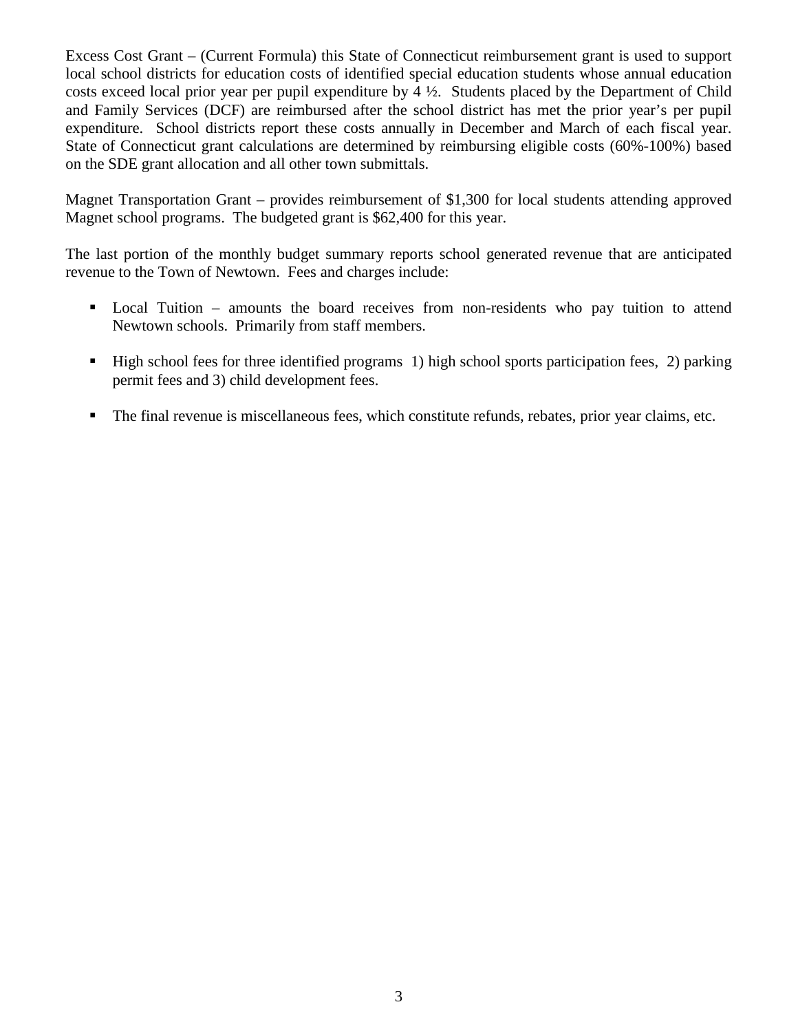Excess Cost Grant – (Current Formula) this State of Connecticut reimbursement grant is used to support local school districts for education costs of identified special education students whose annual education costs exceed local prior year per pupil expenditure by 4 ½. Students placed by the Department of Child and Family Services (DCF) are reimbursed after the school district has met the prior year's per pupil expenditure. School districts report these costs annually in December and March of each fiscal year. State of Connecticut grant calculations are determined by reimbursing eligible costs (60%-100%) based on the SDE grant allocation and all other town submittals.

Magnet Transportation Grant – provides reimbursement of $1,300 for local students attending approved Magnet school programs. The budgeted grant is $62,400 for this year.

The last portion of the monthly budget summary reports school generated revenue that are anticipated revenue to the Town of Newtown. Fees and charges include:

- Local Tuition – amounts the board receives from non-residents who pay tuition to attend Newtown schools. Primarily from staff members.
- High school fees for three identified programs 1) high school sports participation fees, 2) parking permit fees and 3) child development fees.
- The final revenue is miscellaneous fees, which constitute refunds, rebates, prior year claims, etc.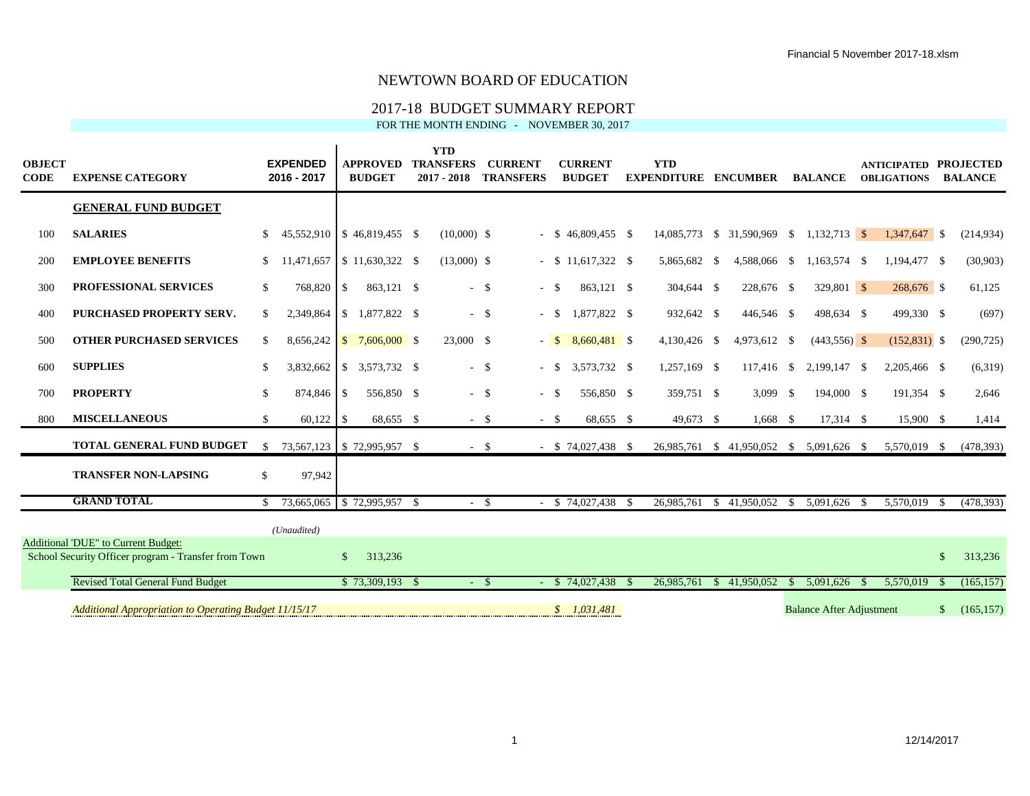Financial 5 November 2017-18.xlsm

# NEWTOWN BOARD OF EDUCATION

## 2017-18 BUDGET SUMMARY REPORT

FOR THE MONTH ENDING - NOVEMBER 30, 2017

| OBJECT CODE | EXPENSE CATEGORY | EXPENDED 2016 - 2017 | APPROVED BUDGET | YTD TRANSFERS 2017 - 2018 | CURRENT TRANSFERS | CURRENT BUDGET | YTD EXPENDITURE | ENCUMBER | BALANCE | ANTICIPATED OBLIGATIONS | PROJECTED BALANCE |
|---|---|---|---|---|---|---|---|---|---|---|---|
| | **GENERAL FUND BUDGET** | | | | | | | | | | |
| 100 | **SALARIES** | $ 45,552,910 | $ 46,819,455 | $ (10,000) | $ - | $ 46,809,455 | $ 14,085,773 | $ 31,590,969 | $ 1,132,713 | $ 1,347,647 | $ (214,934) |
| 200 | **EMPLOYEE BENEFITS** | $ 11,471,657 | $ 11,630,322 | $ (13,000) | $ - | $ 11,617,322 | $ 5,865,682 | $ 4,588,066 | $ 1,163,574 | $ 1,194,477 | $ (30,903) |
| 300 | **PROFESSIONAL SERVICES** | $ 768,820 | $ 863,121 | $ - | $ - | $ 863,121 | $ 304,644 | $ 228,676 | $ 329,801 | $ 268,676 | $ 61,125 |
| 400 | **PURCHASED PROPERTY SERV.** | $ 2,349,864 | $ 1,877,822 | $ - | $ - | $ 1,877,822 | $ 932,642 | $ 446,546 | $ 498,634 | $ 499,330 | $ (697) |
| 500 | **OTHER PURCHASED SERVICES** | $ 8,656,242 | $ 7,606,000 | $ 23,000 | $ - | $ 8,660,481 | $ 4,130,426 | $ 4,973,612 | $ (443,556) | $ (152,831) | $ (290,725) |
| 600 | **SUPPLIES** | $ 3,832,662 | $ 3,573,732 | $ - | $ - | $ 3,573,732 | $ 1,257,169 | $ 117,416 | $ 2,199,147 | $ 2,205,466 | $ (6,319) |
| 700 | **PROPERTY** | $ 874,846 | $ 556,850 | $ - | $ - | $ 556,850 | $ 359,751 | $ 3,099 | $ 194,000 | $ 191,354 | $ 2,646 |
| 800 | **MISCELLANEOUS** | $ 60,122 | $ 68,655 | $ - | $ - | $ 68,655 | $ 49,673 | $ 1,668 | $ 17,314 | $ 15,900 | $ 1,414 |
| | **TOTAL GENERAL FUND BUDGET** | $ 73,567,123 | $ 72,995,957 | $ - | $ - | $ 74,027,438 | $ 26,985,761 | $ 41,950,052 | $ 5,091,626 | $ 5,570,019 | $ (478,393) |
| | **TRANSFER NON-LAPSING** | $ 97,942 | | | | | | | | | |
| | **GRAND TOTAL** | $ 73,665,065 | $ 72,995,957 | $ - | $ - | $ 74,027,438 | $ 26,985,761 | $ 41,950,052 | $ 5,091,626 | $ 5,570,019 | $ (478,393) |
| | | *(Unaudited)* | | | | | | | | | |
| | Additional 'DUE' to Current Budget: | | | | | | | | | | |
| | School Security Officer program - Transfer from Town | | $ 313,236 | | | | | | | | $ 313,236 |
| | Revised Total General Fund Budget | | $ 73,309,193 | $ - | $ - | $ 74,027,438 | $ 26,985,761 | $ 41,950,052 | $ 5,091,626 | $ 5,570,019 | $ (165,157) |
| | *Additional Appropriation to Operating Budget 11/15/17* | | | | | *$ 1,031,481* | | | Balance After Adjustment | | $ (165,157) |

12/14/2017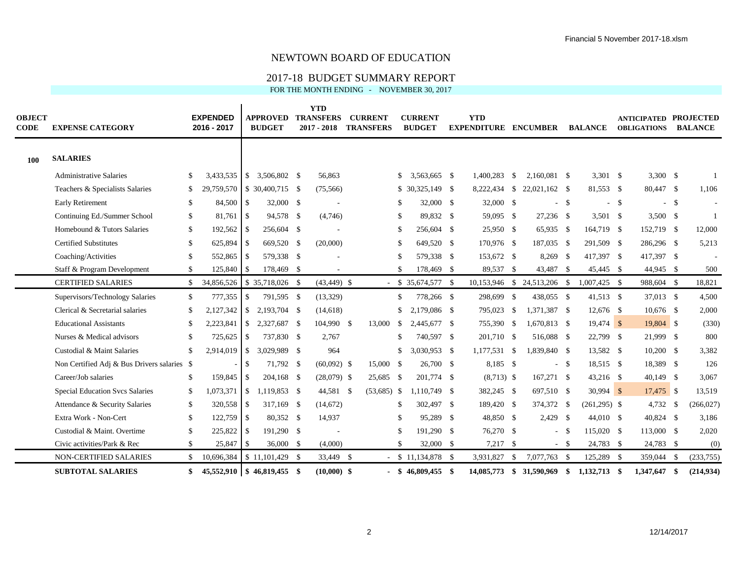# NEWTOWN BOARD OF EDUCATION

## 2017-18 BUDGET SUMMARY REPORT

FOR THE MONTH ENDING - NOVEMBER 30, 2017

| OBJECT CODE | EXPENSE CATEGORY | EXPENDED 2016 - 2017 | APPROVED BUDGET | YTD TRANSFERS 2017 - 2018 | CURRENT TRANSFERS | CURRENT BUDGET | YTD EXPENDITURE | ENCUMBER | BALANCE | ANTICIPATED OBLIGATIONS | PROJECTED BALANCE |
|---|---|---|---|---|---|---|---|---|---|---|---|
| **100** | **SALARIES** | | | | | | | | | | |
| | Administrative Salaries | $ 3,433,535 | $ 3,506,802 | $ 56,863 | | $ 3,563,665 | $ 1,400,283 | $ 2,160,081 | $ 3,301 | $ 3,300 | $ 1 |
| | Teachers & Specialists Salaries | $ 29,759,570 | $ 30,400,715 | $ (75,566) | | $ 30,325,149 | $ 8,222,434 | $ 22,021,162 | $ 81,553 | $ 80,447 | $ 1,106 |
| | Early Retirement | $ 84,500 | $ 32,000 | $ - | | $ 32,000 | $ 32,000 | $ - | $ - | $ - | $ - |
| | Continuing Ed./Summer School | $ 81,761 | $ 94,578 | $ (4,746) | | $ 89,832 | $ 59,095 | $ 27,236 | $ 3,501 | $ 3,500 | $ 1 |
| | Homebound & Tutors Salaries | $ 192,562 | $ 256,604 | $ - | | $ 256,604 | $ 25,950 | $ 65,935 | $ 164,719 | $ 152,719 | $ 12,000 |
| | Certified Substitutes | $ 625,894 | $ 669,520 | $ (20,000) | | $ 649,520 | $ 170,976 | $ 187,035 | $ 291,509 | $ 286,296 | $ 5,213 |
| | Coaching/Activities | $ 552,865 | $ 579,338 | $ - | | $ 579,338 | $ 153,672 | $ 8,269 | $ 417,397 | $ 417,397 | $ - |
| | Staff & Program Development | $ 125,840 | $ 178,469 | $ - | | $ 178,469 | $ 89,537 | $ 43,487 | $ 45,445 | $ 44,945 | $ 500 |
| | CERTIFIED SALARIES | $ 34,856,526 | $ 35,718,026 | $ (43,449) | $ - | $ 35,674,577 | $ 10,153,946 | $ 24,513,206 | $ 1,007,425 | $ 988,604 | $ 18,821 |
| | Supervisors/Technology Salaries | $ 777,355 | $ 791,595 | $ (13,329) | | $ 778,266 | $ 298,699 | $ 438,055 | $ 41,513 | $ 37,013 | $ 4,500 |
| | Clerical & Secretarial salaries | $ 2,127,342 | $ 2,193,704 | $ (14,618) | | $ 2,179,086 | $ 795,023 | $ 1,371,387 | $ 12,676 | $ 10,676 | $ 2,000 |
| | Educational Assistants | $ 2,223,841 | $ 2,327,687 | $ 104,990 | $ 13,000 | $ 2,445,677 | $ 755,390 | $ 1,670,813 | $ 19,474 | $ 19,804 | $ (330) |
| | Nurses & Medical advisors | $ 725,625 | $ 737,830 | $ 2,767 | | $ 740,597 | $ 201,710 | $ 516,088 | $ 22,799 | $ 21,999 | $ 800 |
| | Custodial & Maint Salaries | $ 2,914,019 | $ 3,029,989 | $ 964 | | $ 3,030,953 | $ 1,177,531 | $ 1,839,840 | $ 13,582 | $ 10,200 | $ 3,382 |
| | Non Certified Adj & Bus Drivers salaries | $ - | $ 71,792 | $ (60,092) | $ 15,000 | $ 26,700 | $ 8,185 | $ - | $ 18,515 | $ 18,389 | $ 126 |
| | Career/Job salaries | $ 159,845 | $ 204,168 | $ (28,079) | $ 25,685 | $ 201,774 | $ (8,713) | $ 167,271 | $ 43,216 | $ 40,149 | $ 3,067 |
| | Special Education Svcs Salaries | $ 1,073,371 | $ 1,119,853 | $ 44,581 | $ (53,685) | $ 1,110,749 | $ 382,245 | $ 697,510 | $ 30,994 | $ 17,475 | $ 13,519 |
| | Attendance & Security Salaries | $ 320,558 | $ 317,169 | $ (14,672) | | $ 302,497 | $ 189,420 | $ 374,372 | $ (261,295) | $ 4,732 | $ (266,027) |
| | Extra Work - Non-Cert | $ 122,759 | $ 80,352 | $ 14,937 | | $ 95,289 | $ 48,850 | $ 2,429 | $ 44,010 | $ 40,824 | $ 3,186 |
| | Custodial & Maint. Overtime | $ 225,822 | $ 191,290 | $ - | | $ 191,290 | $ 76,270 | $ - | $ 115,020 | $ 113,000 | $ 2,020 |
| | Civic activities/Park & Rec | $ 25,847 | $ 36,000 | $ (4,000) | | $ 32,000 | $ 7,217 | $ - | $ 24,783 | $ 24,783 | $ (0) |
| | NON-CERTIFIED SALARIES | $ 10,696,384 | $ 11,101,429 | $ 33,449 | $ - | $ 11,134,878 | $ 3,931,827 | $ 7,077,763 | $ 125,289 | $ 359,044 | $ (233,755) |
| | **SUBTOTAL SALARIES** | **$ 45,552,910** | **$ 46,819,455** | **$ (10,000)** | **$ -** | **$ 46,809,455** | **$ 14,085,773** | **$ 31,590,969** | **$ 1,132,713** | **$ 1,347,647** | **$ (214,934)** |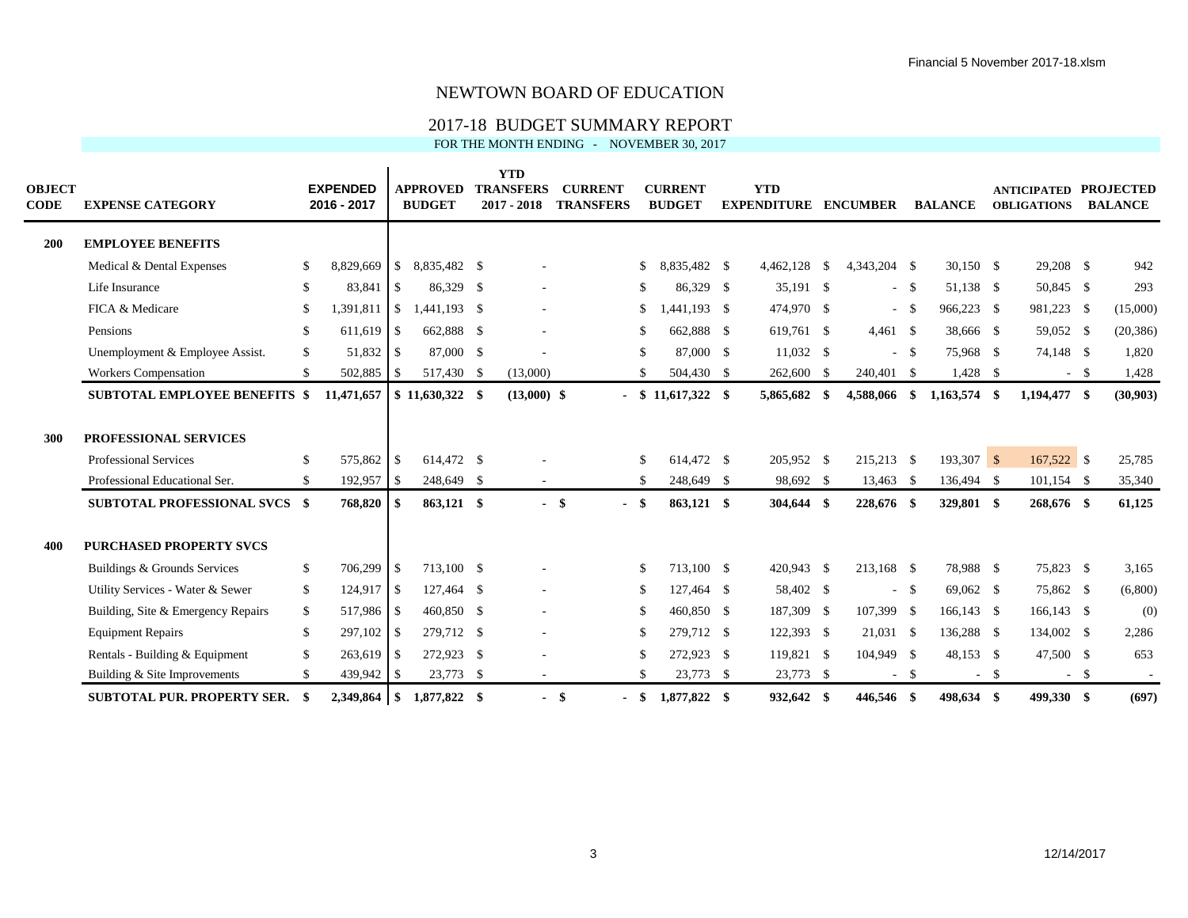# NEWTOWN BOARD OF EDUCATION

## 2017-18 BUDGET SUMMARY REPORT

FOR THE MONTH ENDING - NOVEMBER 30, 2017

| OBJECT CODE | EXPENSE CATEGORY | EXPENDED 2016 - 2017 | APPROVED BUDGET | YTD TRANSFERS 2017 - 2018 | CURRENT TRANSFERS | CURRENT BUDGET | YTD EXPENDITURE | ENCUMBER | BALANCE | ANTICIPATED OBLIGATIONS | PROJECTED BALANCE |
|---|---|---|---|---|---|---|---|---|---|---|---|
| **200** | **EMPLOYEE BENEFITS** | | | | | | | | | | |
| | Medical & Dental Expenses | $ 8,829,669 | $ 8,835,482 | $ - | | $ 8,835,482 | $ 4,462,128 | $ 4,343,204 | $ 30,150 | $ 29,208 | $ 942 |
| | Life Insurance | $ 83,841 | $ 86,329 | $ - | | $ 86,329 | $ 35,191 | $ - | $ 51,138 | $ 50,845 | $ 293 |
| | FICA & Medicare | $ 1,391,811 | $ 1,441,193 | $ - | | $ 1,441,193 | $ 474,970 | $ - | $ 966,223 | $ 981,223 | $ (15,000) |
| | Pensions | $ 611,619 | $ 662,888 | $ - | | $ 662,888 | $ 619,761 | $ 4,461 | $ 38,666 | $ 59,052 | $ (20,386) |
| | Unemployment & Employee Assist. | $ 51,832 | $ 87,000 | $ - | | $ 87,000 | $ 11,032 | $ - | $ 75,968 | $ 74,148 | $ 1,820 |
| | Workers Compensation | $ 502,885 | $ 517,430 | $ (13,000) | | $ 504,430 | $ 262,600 | $ 240,401 | $ 1,428 | $ - | $ 1,428 |
| | **SUBTOTAL EMPLOYEE BENEFITS** | **$ 11,471,657** | **$ 11,630,322** | **$ (13,000)** | **$ -** | **$ 11,617,322** | **$ 5,865,682** | **$ 4,588,066** | **$ 1,163,574** | **$ 1,194,477** | **$ (30,903)** |
| **300** | **PROFESSIONAL SERVICES** | | | | | | | | | | |
| | Professional Services | $ 575,862 | $ 614,472 | $ - | | $ 614,472 | $ 205,952 | $ 215,213 | $ 193,307 | $ 167,522 | $ 25,785 |
| | Professional Educational Ser. | $ 192,957 | $ 248,649 | $ - | | $ 248,649 | $ 98,692 | $ 13,463 | $ 136,494 | $ 101,154 | $ 35,340 |
| | **SUBTOTAL PROFESSIONAL SVCS** | **$ 768,820** | **$ 863,121** | **$ -** | **$ -** | **$ 863,121** | **$ 304,644** | **$ 228,676** | **$ 329,801** | **$ 268,676** | **$ 61,125** |
| **400** | **PURCHASED PROPERTY SVCS** | | | | | | | | | | |
| | Buildings & Grounds Services | $ 706,299 | $ 713,100 | $ - | | $ 713,100 | $ 420,943 | $ 213,168 | $ 78,988 | $ 75,823 | $ 3,165 |
| | Utility Services - Water & Sewer | $ 124,917 | $ 127,464 | $ - | | $ 127,464 | $ 58,402 | $ - | $ 69,062 | $ 75,862 | $ (6,800) |
| | Building, Site & Emergency Repairs | $ 517,986 | $ 460,850 | $ - | | $ 460,850 | $ 187,309 | $ 107,399 | $ 166,143 | $ 166,143 | $ (0) |
| | Equipment Repairs | $ 297,102 | $ 279,712 | $ - | | $ 279,712 | $ 122,393 | $ 21,031 | $ 136,288 | $ 134,002 | $ 2,286 |
| | Rentals - Building & Equipment | $ 263,619 | $ 272,923 | $ - | | $ 272,923 | $ 119,821 | $ 104,949 | $ 48,153 | $ 47,500 | $ 653 |
| | Building & Site Improvements | $ 439,942 | $ 23,773 | $ - | | $ 23,773 | $ 23,773 | $ - | $ - | $ - | $ - |
| | **SUBTOTAL PUR. PROPERTY SER.** | **$ 2,349,864** | **$ 1,877,822** | **$ -** | **$ -** | **$ 1,877,822** | **$ 932,642** | **$ 446,546** | **$ 498,634** | **$ 499,330** | **$ (697)** |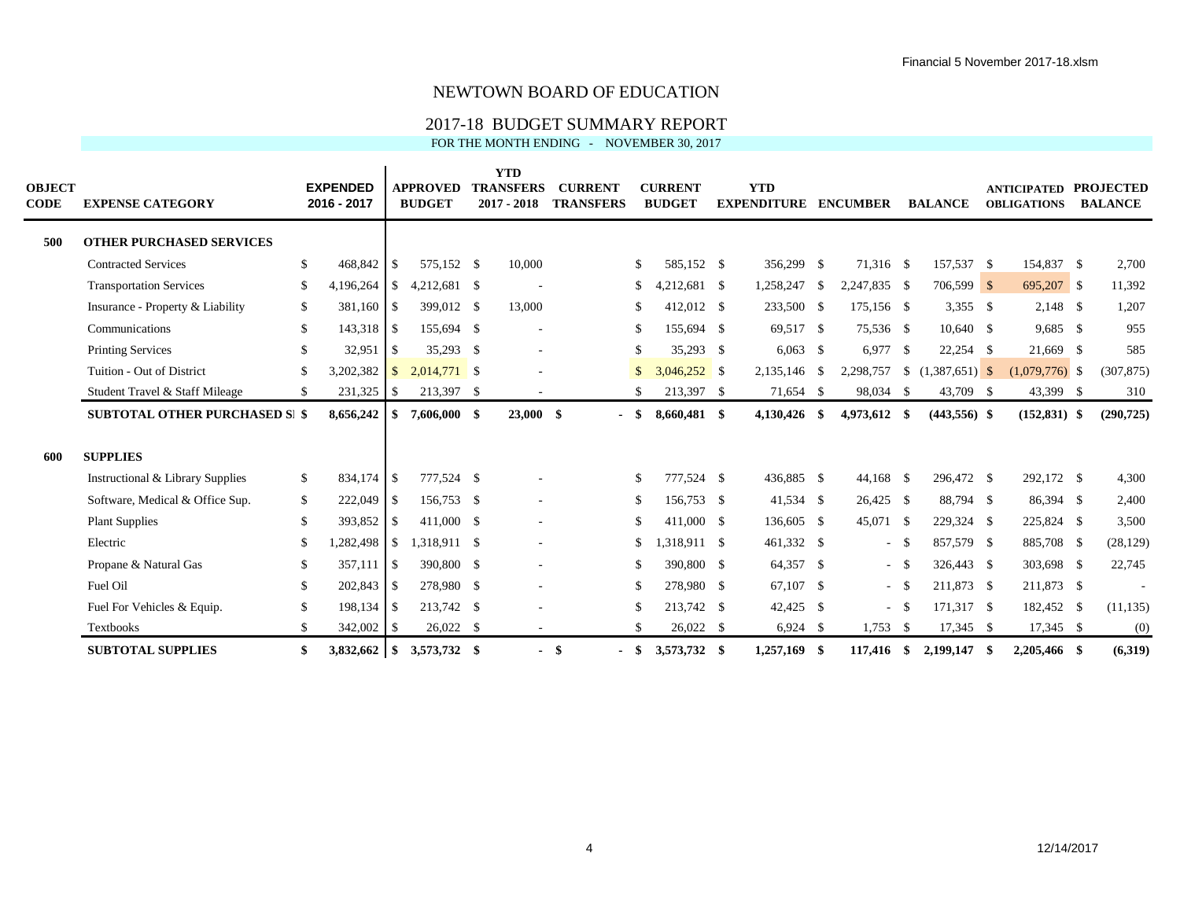# NEWTOWN BOARD OF EDUCATION

## 2017-18 BUDGET SUMMARY REPORT

FOR THE MONTH ENDING - NOVEMBER 30, 2017

| OBJECT CODE | EXPENSE CATEGORY | EXPENDED 2016 - 2017 | APPROVED BUDGET | YTD TRANSFERS 2017 - 2018 | CURRENT TRANSFERS | CURRENT BUDGET | YTD EXPENDITURE | ENCUMBER | BALANCE | ANTICIPATED OBLIGATIONS | PROJECTED BALANCE |
|---|---|---|---|---|---|---|---|---|---|---|---|
| 500 | OTHER PURCHASED SERVICES | | | | | | | | | | |
| | Contracted Services | $ 468,842 | $ 575,152 | $ 10,000 | | $ 585,152 | $ 356,299 | $ 71,316 | $ 157,537 | $ 154,837 | $ 2,700 |
| | Transportation Services | $ 4,196,264 | $ 4,212,681 | $ - | | $ 4,212,681 | $ 1,258,247 | $ 2,247,835 | $ 706,599 | $ 695,207 | $ 11,392 |
| | Insurance - Property & Liability | $ 381,160 | $ 399,012 | $ 13,000 | | $ 412,012 | $ 233,500 | $ 175,156 | $ 3,355 | $ 2,148 | $ 1,207 |
| | Communications | $ 143,318 | $ 155,694 | $ - | | $ 155,694 | $ 69,517 | $ 75,536 | $ 10,640 | $ 9,685 | $ 955 |
| | Printing Services | $ 32,951 | $ 35,293 | $ - | | $ 35,293 | $ 6,063 | $ 6,977 | $ 22,254 | $ 21,669 | $ 585 |
| | Tuition - Out of District | $ 3,202,382 | $ 2,014,771 | $ - | | $ 3,046,252 | $ 2,135,146 | $ 2,298,757 | $ (1,387,651) | $ (1,079,776) | $ (307,875) |
| | Student Travel & Staff Mileage | $ 231,325 | $ 213,397 | $ - | | $ 213,397 | $ 71,654 | $ 98,034 | $ 43,709 | $ 43,399 | $ 310 |
| | **SUBTOTAL OTHER PURCHASED SI** | **$ 8,656,242** | **$ 7,606,000** | **$ 23,000** | **$ -** | **$ 8,660,481** | **$ 4,130,426** | **$ 4,973,612** | **$ (443,556)** | **$ (152,831)** | **$ (290,725)** |
| 600 | SUPPLIES | | | | | | | | | | |
| | Instructional & Library Supplies | $ 834,174 | $ 777,524 | $ - | | $ 777,524 | $ 436,885 | $ 44,168 | $ 296,472 | $ 292,172 | $ 4,300 |
| | Software, Medical & Office Sup. | $ 222,049 | $ 156,753 | $ - | | $ 156,753 | $ 41,534 | $ 26,425 | $ 88,794 | $ 86,394 | $ 2,400 |
| | Plant Supplies | $ 393,852 | $ 411,000 | $ - | | $ 411,000 | $ 136,605 | $ 45,071 | $ 229,324 | $ 225,824 | $ 3,500 |
| | Electric | $ 1,282,498 | $ 1,318,911 | $ - | | $ 1,318,911 | $ 461,332 | $ - | $ 857,579 | $ 885,708 | $ (28,129) |
| | Propane & Natural Gas | $ 357,111 | $ 390,800 | $ - | | $ 390,800 | $ 64,357 | $ - | $ 326,443 | $ 303,698 | $ 22,745 |
| | Fuel Oil | $ 202,843 | $ 278,980 | $ - | | $ 278,980 | $ 67,107 | $ - | $ 211,873 | $ 211,873 | $ - |
| | Fuel For Vehicles & Equip. | $ 198,134 | $ 213,742 | $ - | | $ 213,742 | $ 42,425 | $ - | $ 171,317 | $ 182,452 | $ (11,135) |
| | Textbooks | $ 342,002 | $ 26,022 | $ - | | $ 26,022 | $ 6,924 | $ 1,753 | $ 17,345 | $ 17,345 | $ (0) |
| | **SUBTOTAL SUPPLIES** | **$ 3,832,662** | **$ 3,573,732** | **$ -** | **$ -** | **$ 3,573,732** | **$ 1,257,169** | **$ 117,416** | **$ 2,199,147** | **$ 2,205,466** | **$ (6,319)** |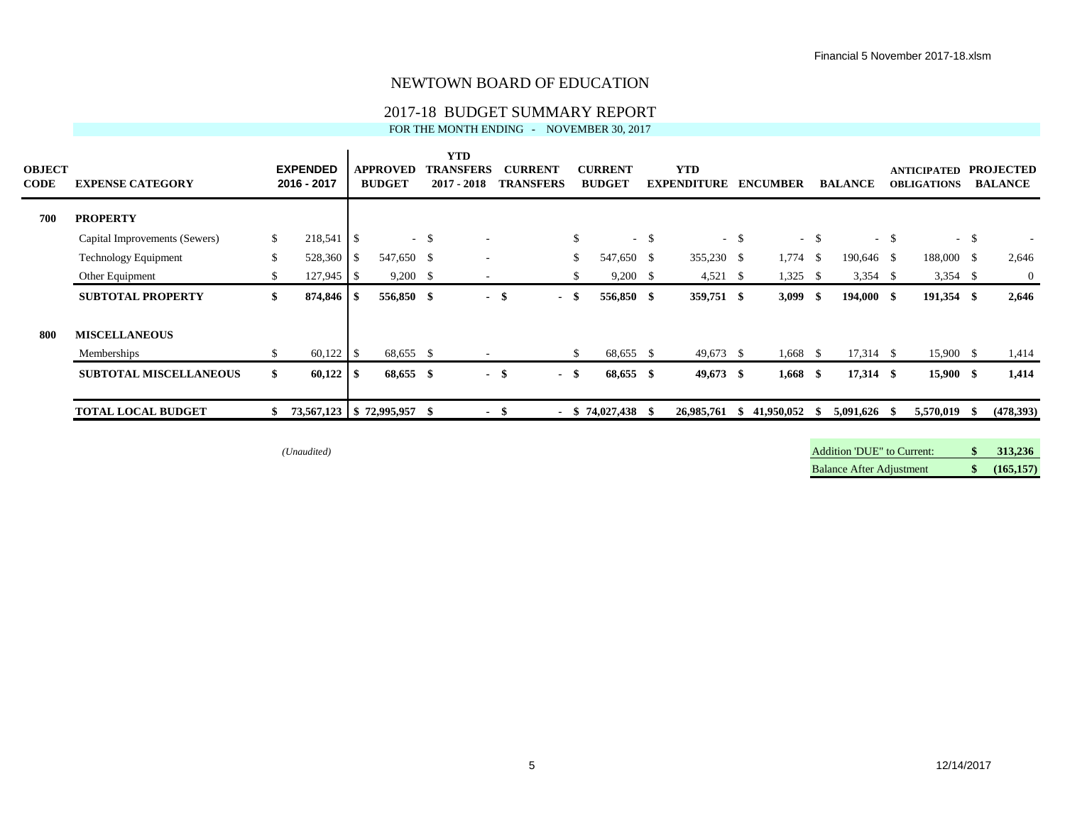# NEWTOWN BOARD OF EDUCATION

## 2017-18 BUDGET SUMMARY REPORT

FOR THE MONTH ENDING - NOVEMBER 30, 2017

| OBJECT CODE | EXPENSE CATEGORY | EXPENDED 2016 - 2017 | APPROVED BUDGET | YTD TRANSFERS 2017 - 2018 | CURRENT TRANSFERS | CURRENT BUDGET | YTD EXPENDITURE | ENCUMBER | BALANCE | ANTICIPATED OBLIGATIONS | PROJECTED BALANCE |
|---|---|---|---|---|---|---|---|---|---|---|---|
| **700** | **PROPERTY** | | | | | | | | | | |
| | Capital Improvements (Sewers) | $ 218,541 | $ - | $ - | | $ - | $ - | $ - | $ - | $ - | $ - |
| | Technology Equipment | $ 528,360 | $ 547,650 | $ - | | $ 547,650 | $ 355,230 | $ 1,774 | $ 190,646 | $ 188,000 | $ 2,646 |
| | Other Equipment | $ 127,945 | $ 9,200 | $ - | | $ 9,200 | $ 4,521 | $ 1,325 | $ 3,354 | $ 3,354 | $ 0 |
| | **SUBTOTAL PROPERTY** | **$ 874,846** | **$ 556,850** | **$ -** | **$ -** | **$ 556,850** | **$ 359,751** | **$ 3,099** | **$ 194,000** | **$ 191,354** | **$ 2,646** |
| **800** | **MISCELLANEOUS** | | | | | | | | | | |
| | Memberships | $ 60,122 | $ 68,655 | $ - | | $ 68,655 | $ 49,673 | $ 1,668 | $ 17,314 | $ 15,900 | $ 1,414 |
| | **SUBTOTAL MISCELLANEOUS** | **$ 60,122** | **$ 68,655** | **$ -** | **$ -** | **$ 68,655** | **$ 49,673** | **$ 1,668** | **$ 17,314** | **$ 15,900** | **$ 1,414** |
| | **TOTAL LOCAL BUDGET** | **$ 73,567,123** | **$ 72,995,957** | **$ -** | **$ -** | **$ 74,027,438** | **$ 26,985,761** | **$ 41,950,052** | **$ 5,091,626** | **$ 5,570,019** | **$ (478,393)** |

*(Unaudited)*

| | |
|---|---|
| Addition 'DUE" to Current: | **$ 313,236** |
| Balance After Adjustment | **$ (165,157)** |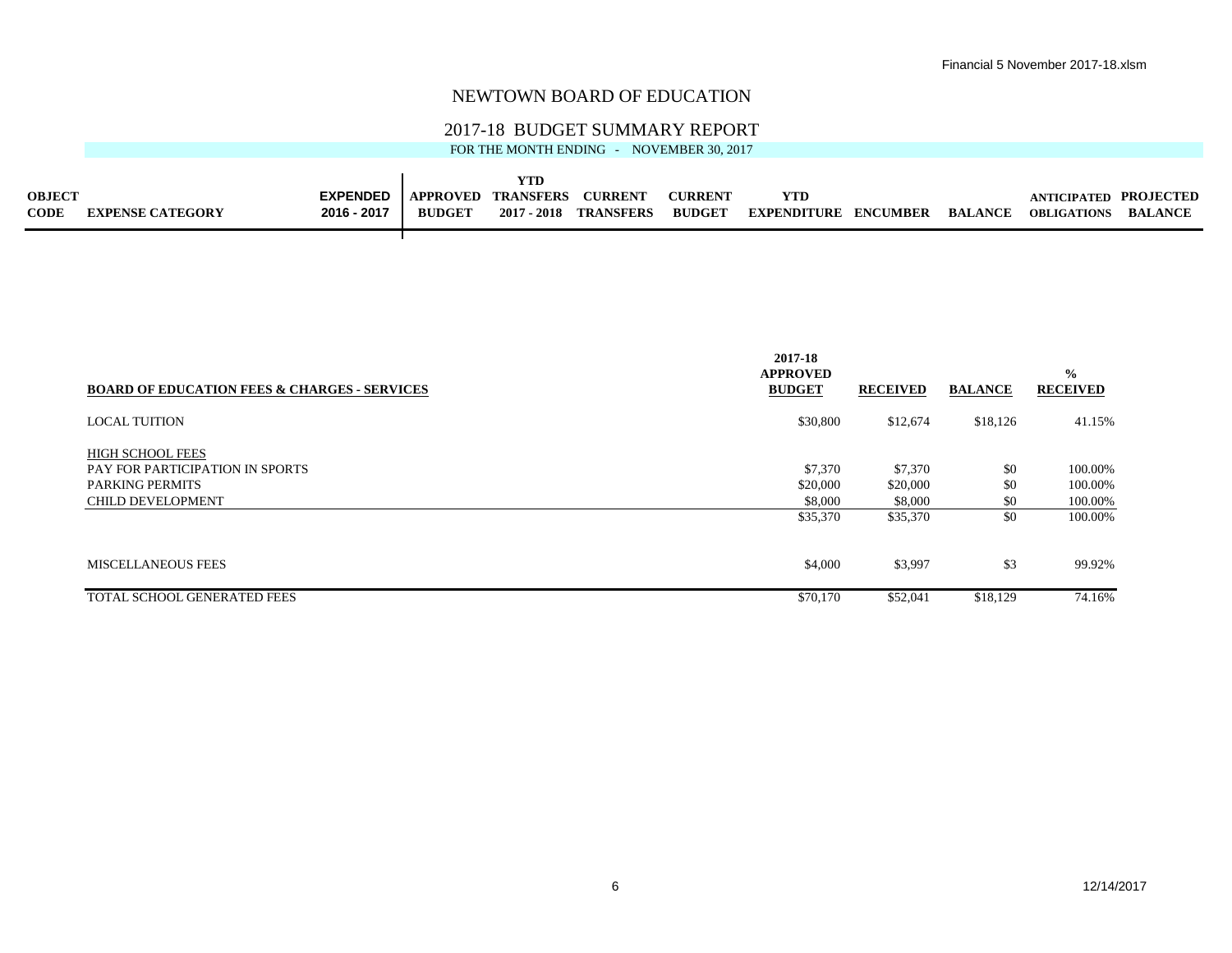# NEWTOWN BOARD OF EDUCATION

## 2017-18 BUDGET SUMMARY REPORT

FOR THE MONTH ENDING - NOVEMBER 30, 2017

| OBJECT CODE | EXPENSE CATEGORY | EXPENDED 2016 - 2017 | APPROVED BUDGET | YTD TRANSFERS 2017 - 2018 | CURRENT TRANSFERS | CURRENT BUDGET | YTD EXPENDITURE | ENCUMBER | BALANCE | ANTICIPATED OBLIGATIONS | PROJECTED BALANCE |
|---|---|---|---|---|---|---|---|---|---|---|---|

| BOARD OF EDUCATION FEES & CHARGES - SERVICES | 2017-18 APPROVED BUDGET | RECEIVED | BALANCE | % RECEIVED |
|---|---|---|---|---|
| LOCAL TUITION | $30,800 | $12,674 | $18,126 | 41.15% |
| HIGH SCHOOL FEES | | | | |
| PAY FOR PARTICIPATION IN SPORTS | $7,370 | $7,370 | $0 | 100.00% |
| PARKING PERMITS | $20,000 | $20,000 | $0 | 100.00% |
| CHILD DEVELOPMENT | $8,000 | $8,000 | $0 | 100.00% |
| | $35,370 | $35,370 | $0 | 100.00% |
| MISCELLANEOUS FEES | $4,000 | $3,997 | $3 | 99.92% |
| TOTAL SCHOOL GENERATED FEES | $70,170 | $52,041 | $18,129 | 74.16% |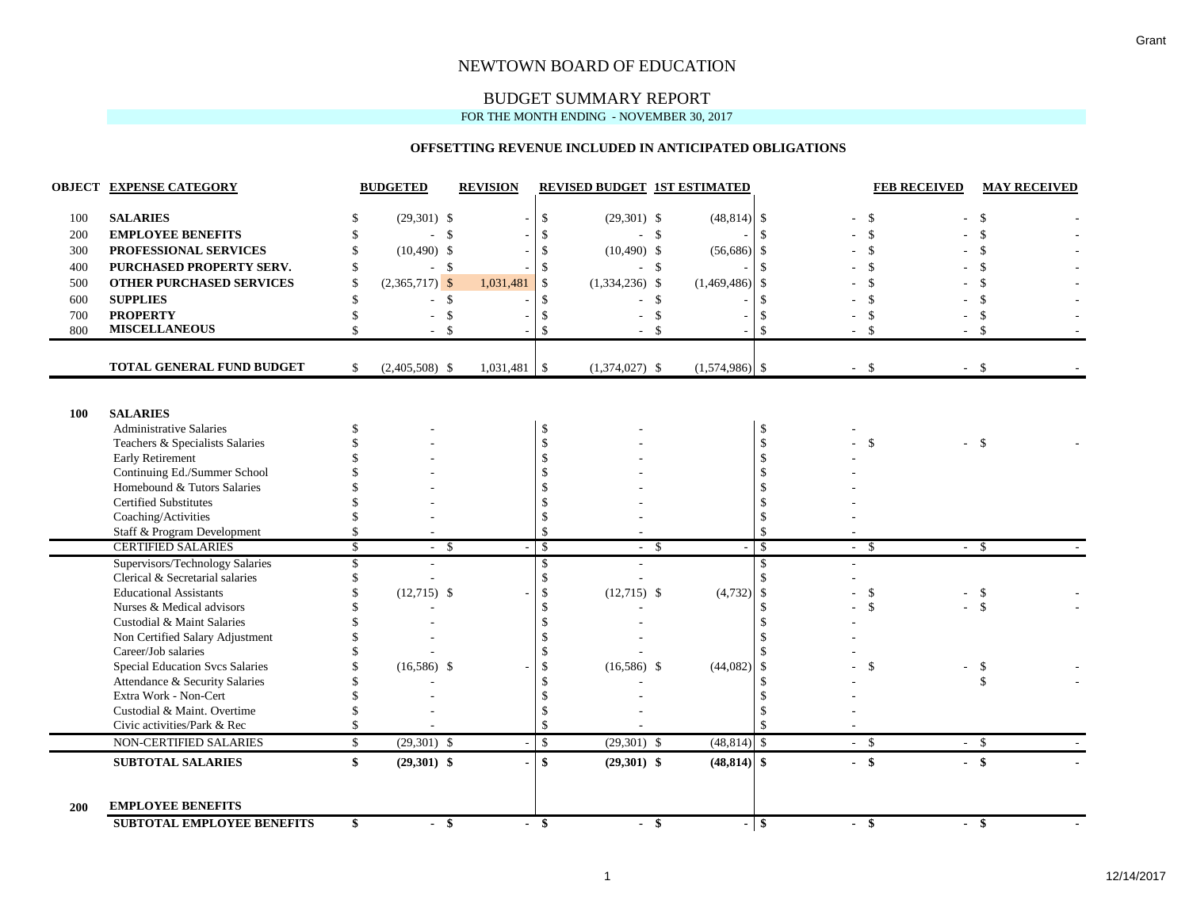# NEWTOWN BOARD OF EDUCATION

## BUDGET SUMMARY REPORT

FOR THE MONTH ENDING - NOVEMBER 30, 2017

### OFFSETTING REVENUE INCLUDED IN ANTICIPATED OBLIGATIONS

| OBJECT | EXPENSE CATEGORY | BUDGETED | REVISION | REVISED BUDGET | 1ST ESTIMATED | | FEB RECEIVED | MAY RECEIVED |
|---|---|---|---|---|---|---|---|---|
| 100 | **SALARIES** | $ (29,301) | $ - | $ (29,301) | $ (48,814) | $ - | $ - | $ - |
| 200 | **EMPLOYEE BENEFITS** | $ - | $ - | $ - | $ - | $ - | $ - | $ - |
| 300 | **PROFESSIONAL SERVICES** | $ (10,490) | $ - | $ (10,490) | $ (56,686) | $ - | $ - | $ - |
| 400 | **PURCHASED PROPERTY SERV.** | $ - | $ - | $ - | $ - | $ - | $ - | $ - |
| 500 | **OTHER PURCHASED SERVICES** | $ (2,365,717) | $ 1,031,481 | $ (1,334,236) | $ (1,469,486) | $ - | $ - | $ - |
| 600 | **SUPPLIES** | $ - | $ - | $ - | $ - | $ - | $ - | $ - |
| 700 | **PROPERTY** | $ - | $ - | $ - | $ - | $ - | $ - | $ - |
| 800 | **MISCELLANEOUS** | $ - | $ - | $ - | $ - | $ - | $ - | $ - |
| | **TOTAL GENERAL FUND BUDGET** | $ (2,405,508) | $ 1,031,481 | $ (1,374,027) | $ (1,574,986) | $ - | $ - | $ - |
| **100** | **SALARIES** | | | | | | | |
| | Administrative Salaries | $ - | | $ - | | $ - | | |
| | Teachers & Specialists Salaries | $ - | | $ - | | $ - | $ - | $ - |
| | Early Retirement | $ - | | $ - | | $ - | | |
| | Continuing Ed./Summer School | $ - | | $ - | | $ - | | |
| | Homebound & Tutors Salaries | $ - | | $ - | | $ - | | |
| | Certified Substitutes | $ - | | $ - | | $ - | | |
| | Coaching/Activities | $ - | | $ - | | $ - | | |
| | Staff & Program Development | $ - | | $ - | | $ - | | |
| | CERTIFIED SALARIES | $ - | $ - | $ - | $ - | $ - | $ - | $ - |
| | Supervisors/Technology Salaries | $ - | | $ - | | $ - | | |
| | Clerical & Secretarial salaries | $ - | | $ - | | $ - | | |
| | Educational Assistants | $ (12,715) | $ - | $ (12,715) | $ (4,732) | $ - | $ - | $ - |
| | Nurses & Medical advisors | $ - | | $ - | | $ - | $ - | $ - |
| | Custodial & Maint Salaries | $ - | | $ - | | $ - | | |
| | Non Certified Salary Adjustment | $ - | | $ - | | $ - | | |
| | Career/Job salaries | $ - | | $ - | | $ - | | |
| | Special Education Svcs Salaries | $ (16,586) | $ - | $ (16,586) | $ (44,082) | $ - | $ - | $ - |
| | Attendance & Security Salaries | $ - | | $ - | | $ - | | $ - |
| | Extra Work - Non-Cert | $ - | | $ - | | $ - | | |
| | Custodial & Maint. Overtime | $ - | | $ - | | $ - | | |
| | Civic activities/Park & Rec | $ - | | $ - | | $ - | | |
| | NON-CERTIFIED SALARIES | $ (29,301) | $ - | $ (29,301) | $ (48,814) | $ - | $ - | $ - |
| | **SUBTOTAL SALARIES** | **$ (29,301)** | **$ -** | **$ (29,301)** | **$ (48,814)** | **$ -** | **$ -** | **$ -** |
| **200** | **EMPLOYEE BENEFITS** | | | | | | | |
| | **SUBTOTAL EMPLOYEE BENEFITS** | **$ -** | **$ -** | **$ -** | **$ -** | **$ -** | **$ -** | **$ -** |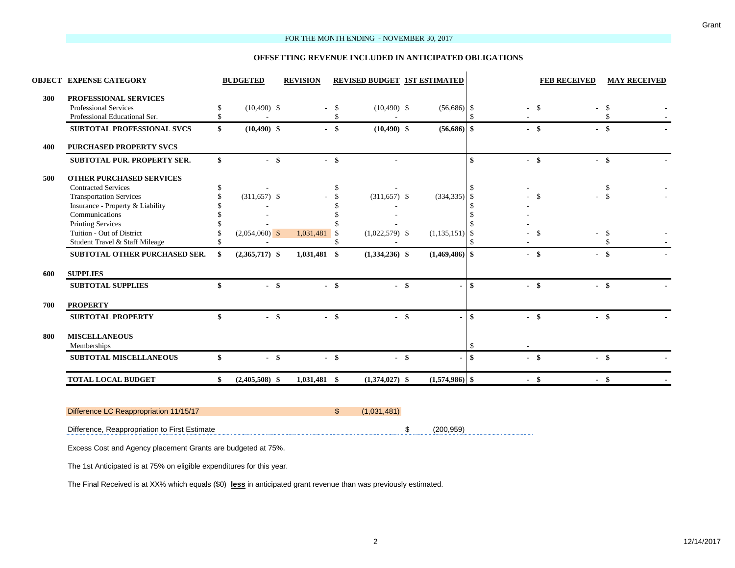FOR THE MONTH ENDING - NOVEMBER 30, 2017

**OFFSETTING REVENUE INCLUDED IN ANTICIPATED OBLIGATIONS**

| OBJECT | EXPENSE CATEGORY | BUDGETED | REVISION | REVISED BUDGET | 1ST ESTIMATED | | FEB RECEIVED | MAY RECEIVED |
|---|---|---|---|---|---|---|---|---|
| 300 | **PROFESSIONAL SERVICES** | | | | | | | |
| | Professional Services | $ (10,490) | $ - | $ (10,490) | $ (56,686) | $ - | $ - | $ - |
| | Professional Educational Ser. | $ - | | $ - | | $ - | | $ - |
| | **SUBTOTAL PROFESSIONAL SVCS** | **$ (10,490)** | **$ -** | **$ (10,490)** | **$ (56,686)** | **$ -** | **$ -** | **$ -** |
| 400 | **PURCHASED PROPERTY SVCS** | | | | | | | |
| | **SUBTOTAL PUR. PROPERTY SER.** | **$ -** | **$ -** | **$ -** | | **$ -** | **$ -** | **$ -** |
| 500 | **OTHER PURCHASED SERVICES** | | | | | | | |
| | Contracted Services | $ - | | $ - | | $ - | | $ - |
| | Transportation Services | $ (311,657) | $ - | $ (311,657) | $ (334,335) | $ - | $ - | $ - |
| | Insurance - Property & Liability | $ - | | $ - | | $ - | | |
| | Communications | $ - | | $ - | | $ - | | |
| | Printing Services | $ - | | $ - | | $ - | | |
| | Tuition - Out of District | $ (2,054,060) | $ 1,031,481 | $ (1,022,579) | $ (1,135,151) | $ - | $ - | $ - |
| | Student Travel & Staff Mileage | $ - | | $ - | | $ - | | $ - |
| | **SUBTOTAL OTHER PURCHASED SER.** | **$ (2,365,717)** | **$ 1,031,481** | **$ (1,334,236)** | **$ (1,469,486)** | **$ -** | **$ -** | **$ -** |
| 600 | **SUPPLIES** | | | | | | | |
| | **SUBTOTAL SUPPLIES** | **$ -** | **$ -** | **$ -** | **$ -** | **$ -** | **$ -** | **$ -** |
| 700 | **PROPERTY** | | | | | | | |
| | **SUBTOTAL PROPERTY** | **$ -** | **$ -** | **$ -** | **$ -** | **$ -** | **$ -** | **$ -** |
| 800 | **MISCELLANEOUS** | | | | | | | |
| | Memberships | | | | | $ - | | |
| | **SUBTOTAL MISCELLANEOUS** | **$ -** | **$ -** | **$ -** | **$ -** | **$ -** | **$ -** | **$ -** |
| | **TOTAL LOCAL BUDGET** | **$ (2,405,508)** | **$ 1,031,481** | **$ (1,374,027)** | **$ (1,574,986)** | **$ -** | **$ -** | **$ -** |

Difference LC Reappropriation 11/15/17 $ (1,031,481)

Difference, Reappropriation to First Estimate $ (200,959)

Excess Cost and Agency placement Grants are budgeted at 75%.

The 1st Anticipated is at 75% on eligible expenditures for this year.

The Final Received is at XX% which equals ($0) **less** in anticipated grant revenue than was previously estimated.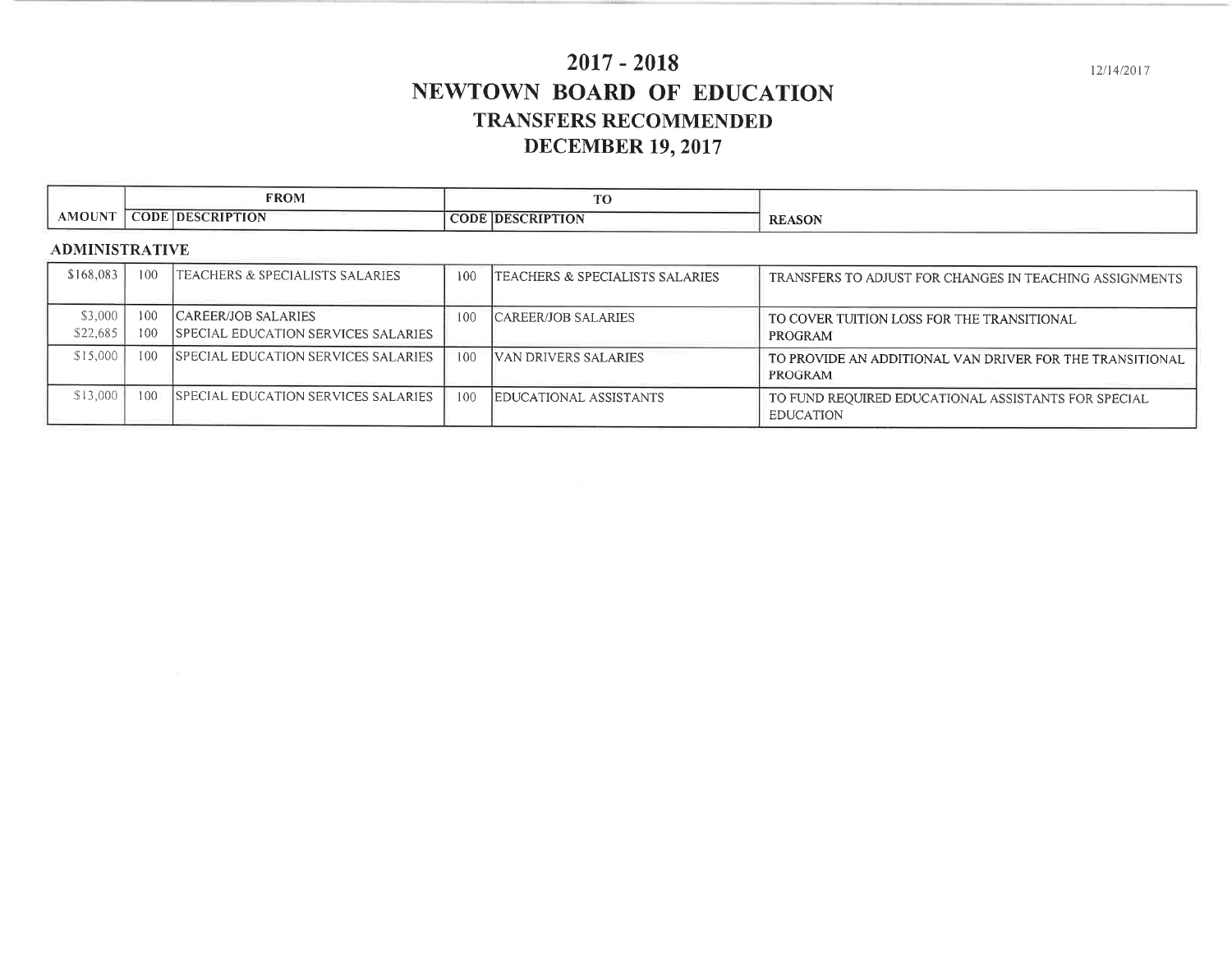12/14/2017

# 2017 - 2018
# NEWTOWN BOARD OF EDUCATION
## TRANSFERS RECOMMENDED
## DECEMBER 19, 2017

| AMOUNT | FROM CODE | FROM DESCRIPTION | TO CODE | TO DESCRIPTION | REASON |
|---|---|---|---|---|---|
| **ADMINISTRATIVE** | | | | | |
| $168,083 | 100 | TEACHERS & SPECIALISTS SALARIES | 100 | TEACHERS & SPECIALISTS SALARIES | TRANSFERS TO ADJUST FOR CHANGES IN TEACHING ASSIGNMENTS |
| $3,000<br>$22,685 | 100<br>100 | CAREER/JOB SALARIES<br>SPECIAL EDUCATION SERVICES SALARIES | 100 | CAREER/JOB SALARIES | TO COVER TUITION LOSS FOR THE TRANSITIONAL PROGRAM |
| $15,000 | 100 | SPECIAL EDUCATION SERVICES SALARIES | 100 | VAN DRIVERS SALARIES | TO PROVIDE AN ADDITIONAL VAN DRIVER FOR THE TRANSITIONAL PROGRAM |
| $13,000 | 100 | SPECIAL EDUCATION SERVICES SALARIES | 100 | EDUCATIONAL ASSISTANTS | TO FUND REQUIRED EDUCATIONAL ASSISTANTS FOR SPECIAL EDUCATION |